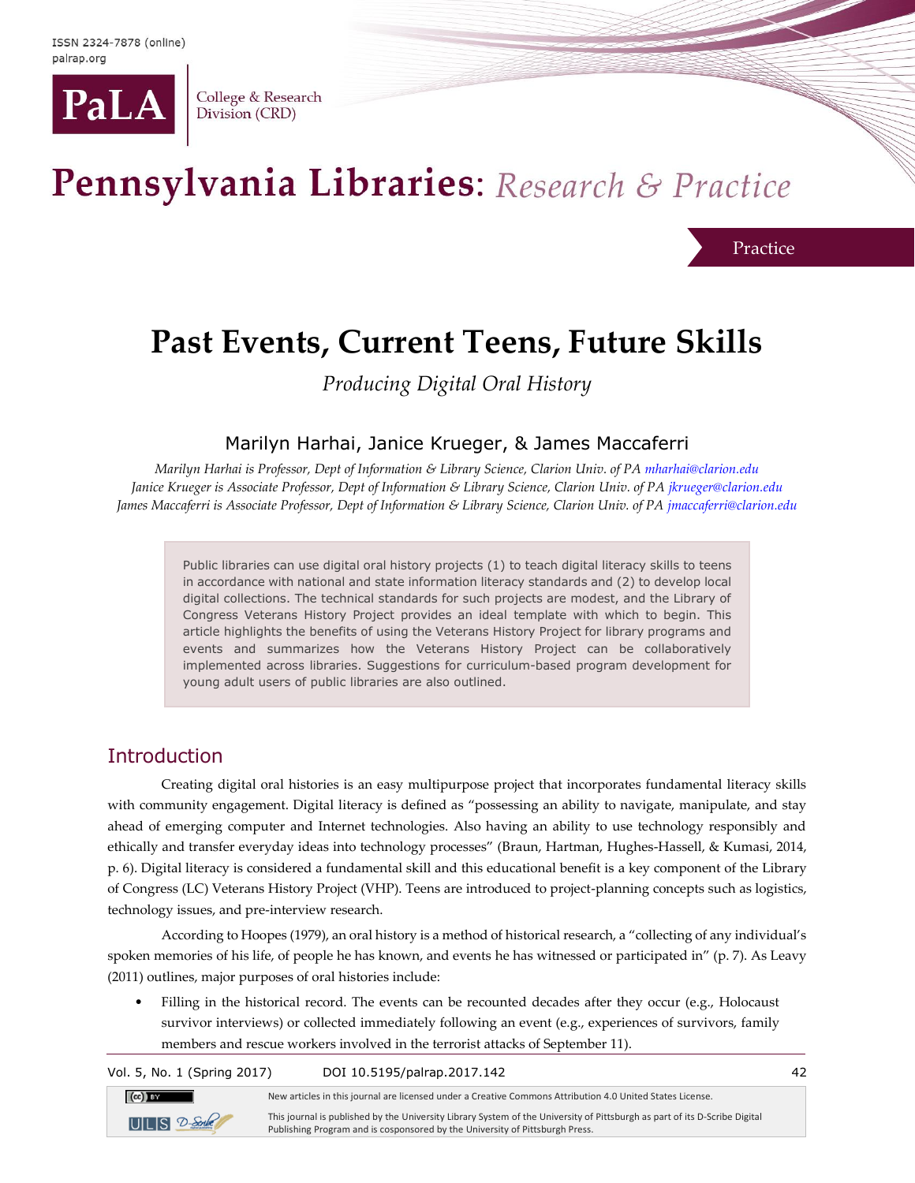Practice

# Past Events, Current Teens, Future Skills

*Producing Digital Oral History*

Marilyn Harhai, Janice Krueger, & James Maccaferri

*Marilyn Harhai is Professor, Dept of Information & Library Science, Clarion Univ. of PA mharhai@clarion.edu*
*Janice Krueger is Associate Professor, Dept of Information & Library Science, Clarion Univ. of PA jkrueger@clarion.edu*
*James Maccaferri is Associate Professor, Dept of Information & Library Science, Clarion Univ. of PA jmaccaferri@clarion.edu*

Public libraries can use digital oral history projects (1) to teach digital literacy skills to teens in accordance with national and state information literacy standards and (2) to develop local digital collections. The technical standards for such projects are modest, and the Library of Congress Veterans History Project provides an ideal template with which to begin. This article highlights the benefits of using the Veterans History Project for library programs and events and summarizes how the Veterans History Project can be collaboratively implemented across libraries. Suggestions for curriculum-based program development for young adult users of public libraries are also outlined.

## Introduction

Creating digital oral histories is an easy multipurpose project that incorporates fundamental literacy skills with community engagement. Digital literacy is defined as "possessing an ability to navigate, manipulate, and stay ahead of emerging computer and Internet technologies. Also having an ability to use technology responsibly and ethically and transfer everyday ideas into technology processes" (Braun, Hartman, Hughes-Hassell, & Kumasi, 2014, p. 6). Digital literacy is considered a fundamental skill and this educational benefit is a key component of the Library of Congress (LC) Veterans History Project (VHP). Teens are introduced to project-planning concepts such as logistics, technology issues, and pre-interview research.

According to Hoopes (1979), an oral history is a method of historical research, a "collecting of any individual's spoken memories of his life, of people he has known, and events he has witnessed or participated in" (p. 7). As Leavy (2011) outlines, major purposes of oral histories include:

- Filling in the historical record. The events can be recounted decades after they occur (e.g., Holocaust survivor interviews) or collected immediately following an event (e.g., experiences of survivors, family members and rescue workers involved in the terrorist attacks of September 11).

New articles in this journal are licensed under a Creative Commons Attribution 4.0 United States License.

This journal is published by the University Library System of the University of Pittsburgh as part of its D-Scribe Digital Publishing Program and is cosponsored by the University of Pittsburgh Press.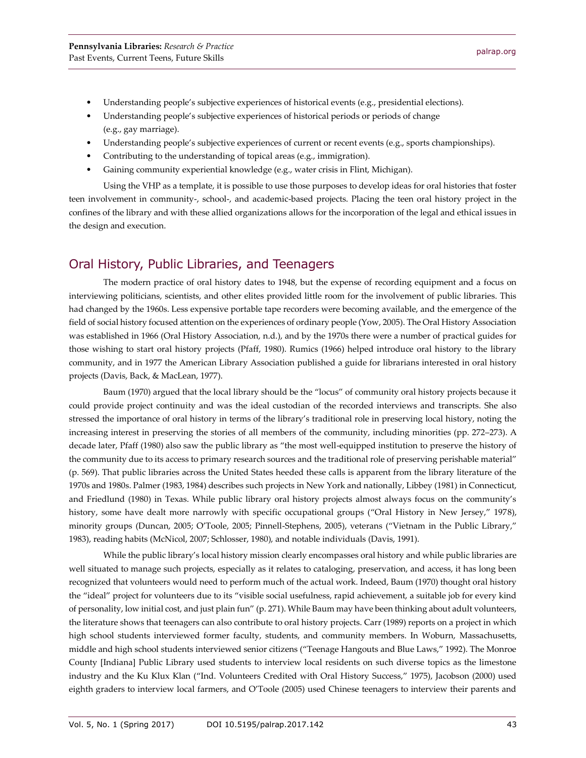- Understanding people's subjective experiences of historical events (e.g., presidential elections).
- Understanding people's subjective experiences of historical periods or periods of change (e.g., gay marriage).
- Understanding people's subjective experiences of current or recent events (e.g., sports championships).
- Contributing to the understanding of topical areas (e.g., immigration).
- Gaining community experiential knowledge (e.g., water crisis in Flint, Michigan).

Using the VHP as a template, it is possible to use those purposes to develop ideas for oral histories that foster teen involvement in community-, school-, and academic-based projects. Placing the teen oral history project in the confines of the library and with these allied organizations allows for the incorporation of the legal and ethical issues in the design and execution.

## Oral History, Public Libraries, and Teenagers

The modern practice of oral history dates to 1948, but the expense of recording equipment and a focus on interviewing politicians, scientists, and other elites provided little room for the involvement of public libraries. This had changed by the 1960s. Less expensive portable tape recorders were becoming available, and the emergence of the field of social history focused attention on the experiences of ordinary people (Yow, 2005). The Oral History Association was established in 1966 (Oral History Association, n.d.), and by the 1970s there were a number of practical guides for those wishing to start oral history projects (Pfaff, 1980). Rumics (1966) helped introduce oral history to the library community, and in 1977 the American Library Association published a guide for librarians interested in oral history projects (Davis, Back, & MacLean, 1977).

Baum (1970) argued that the local library should be the "locus" of community oral history projects because it could provide project continuity and was the ideal custodian of the recorded interviews and transcripts. She also stressed the importance of oral history in terms of the library's traditional role in preserving local history, noting the increasing interest in preserving the stories of all members of the community, including minorities (pp. 272–273). A decade later, Pfaff (1980) also saw the public library as "the most well-equipped institution to preserve the history of the community due to its access to primary research sources and the traditional role of preserving perishable material" (p. 569). That public libraries across the United States heeded these calls is apparent from the library literature of the 1970s and 1980s. Palmer (1983, 1984) describes such projects in New York and nationally, Libbey (1981) in Connecticut, and Friedlund (1980) in Texas. While public library oral history projects almost always focus on the community's history, some have dealt more narrowly with specific occupational groups ("Oral History in New Jersey," 1978), minority groups (Duncan, 2005; O'Toole, 2005; Pinnell-Stephens, 2005), veterans ("Vietnam in the Public Library," 1983), reading habits (McNicol, 2007; Schlosser, 1980), and notable individuals (Davis, 1991).

While the public library's local history mission clearly encompasses oral history and while public libraries are well situated to manage such projects, especially as it relates to cataloging, preservation, and access, it has long been recognized that volunteers would need to perform much of the actual work. Indeed, Baum (1970) thought oral history the "ideal" project for volunteers due to its "visible social usefulness, rapid achievement, a suitable job for every kind of personality, low initial cost, and just plain fun" (p. 271). While Baum may have been thinking about adult volunteers, the literature shows that teenagers can also contribute to oral history projects. Carr (1989) reports on a project in which high school students interviewed former faculty, students, and community members. In Woburn, Massachusetts, middle and high school students interviewed senior citizens ("Teenage Hangouts and Blue Laws," 1992). The Monroe County [Indiana] Public Library used students to interview local residents on such diverse topics as the limestone industry and the Ku Klux Klan ("Ind. Volunteers Credited with Oral History Success," 1975), Jacobson (2000) used eighth graders to interview local farmers, and O'Toole (2005) used Chinese teenagers to interview their parents and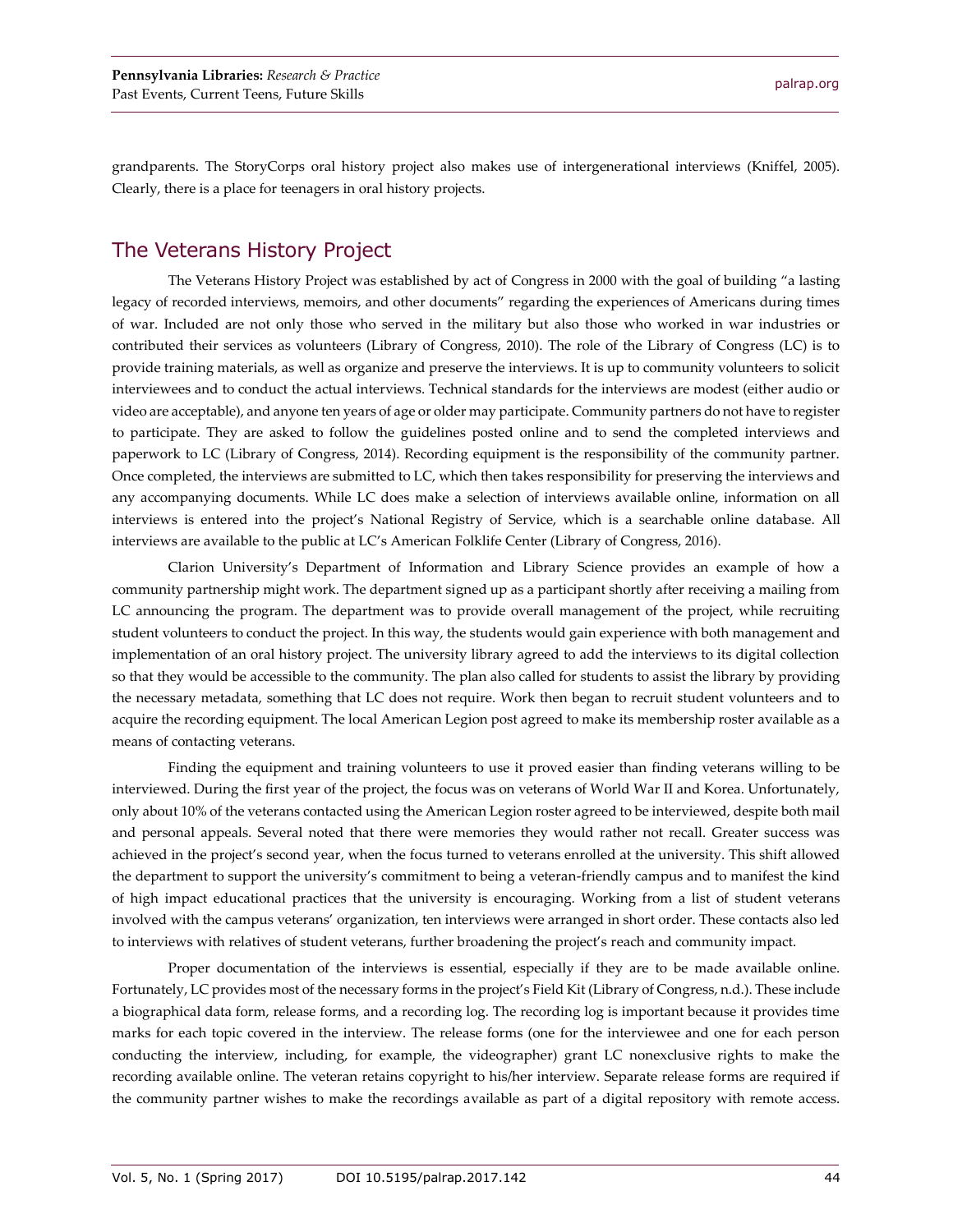grandparents. The StoryCorps oral history project also makes use of intergenerational interviews (Kniffel, 2005). Clearly, there is a place for teenagers in oral history projects.

## The Veterans History Project

The Veterans History Project was established by act of Congress in 2000 with the goal of building "a lasting legacy of recorded interviews, memoirs, and other documents" regarding the experiences of Americans during times of war. Included are not only those who served in the military but also those who worked in war industries or contributed their services as volunteers (Library of Congress, 2010). The role of the Library of Congress (LC) is to provide training materials, as well as organize and preserve the interviews. It is up to community volunteers to solicit interviewees and to conduct the actual interviews. Technical standards for the interviews are modest (either audio or video are acceptable), and anyone ten years of age or older may participate. Community partners do not have to register to participate. They are asked to follow the guidelines posted online and to send the completed interviews and paperwork to LC (Library of Congress, 2014). Recording equipment is the responsibility of the community partner. Once completed, the interviews are submitted to LC, which then takes responsibility for preserving the interviews and any accompanying documents. While LC does make a selection of interviews available online, information on all interviews is entered into the project's National Registry of Service, which is a searchable online database. All interviews are available to the public at LC's American Folklife Center (Library of Congress, 2016).

Clarion University's Department of Information and Library Science provides an example of how a community partnership might work. The department signed up as a participant shortly after receiving a mailing from LC announcing the program. The department was to provide overall management of the project, while recruiting student volunteers to conduct the project. In this way, the students would gain experience with both management and implementation of an oral history project. The university library agreed to add the interviews to its digital collection so that they would be accessible to the community. The plan also called for students to assist the library by providing the necessary metadata, something that LC does not require. Work then began to recruit student volunteers and to acquire the recording equipment. The local American Legion post agreed to make its membership roster available as a means of contacting veterans.

Finding the equipment and training volunteers to use it proved easier than finding veterans willing to be interviewed. During the first year of the project, the focus was on veterans of World War II and Korea. Unfortunately, only about 10% of the veterans contacted using the American Legion roster agreed to be interviewed, despite both mail and personal appeals. Several noted that there were memories they would rather not recall. Greater success was achieved in the project's second year, when the focus turned to veterans enrolled at the university. This shift allowed the department to support the university's commitment to being a veteran-friendly campus and to manifest the kind of high impact educational practices that the university is encouraging. Working from a list of student veterans involved with the campus veterans' organization, ten interviews were arranged in short order. These contacts also led to interviews with relatives of student veterans, further broadening the project's reach and community impact.

Proper documentation of the interviews is essential, especially if they are to be made available online. Fortunately, LC provides most of the necessary forms in the project's Field Kit (Library of Congress, n.d.). These include a biographical data form, release forms, and a recording log. The recording log is important because it provides time marks for each topic covered in the interview. The release forms (one for the interviewee and one for each person conducting the interview, including, for example, the videographer) grant LC nonexclusive rights to make the recording available online. The veteran retains copyright to his/her interview. Separate release forms are required if the community partner wishes to make the recordings available as part of a digital repository with remote access.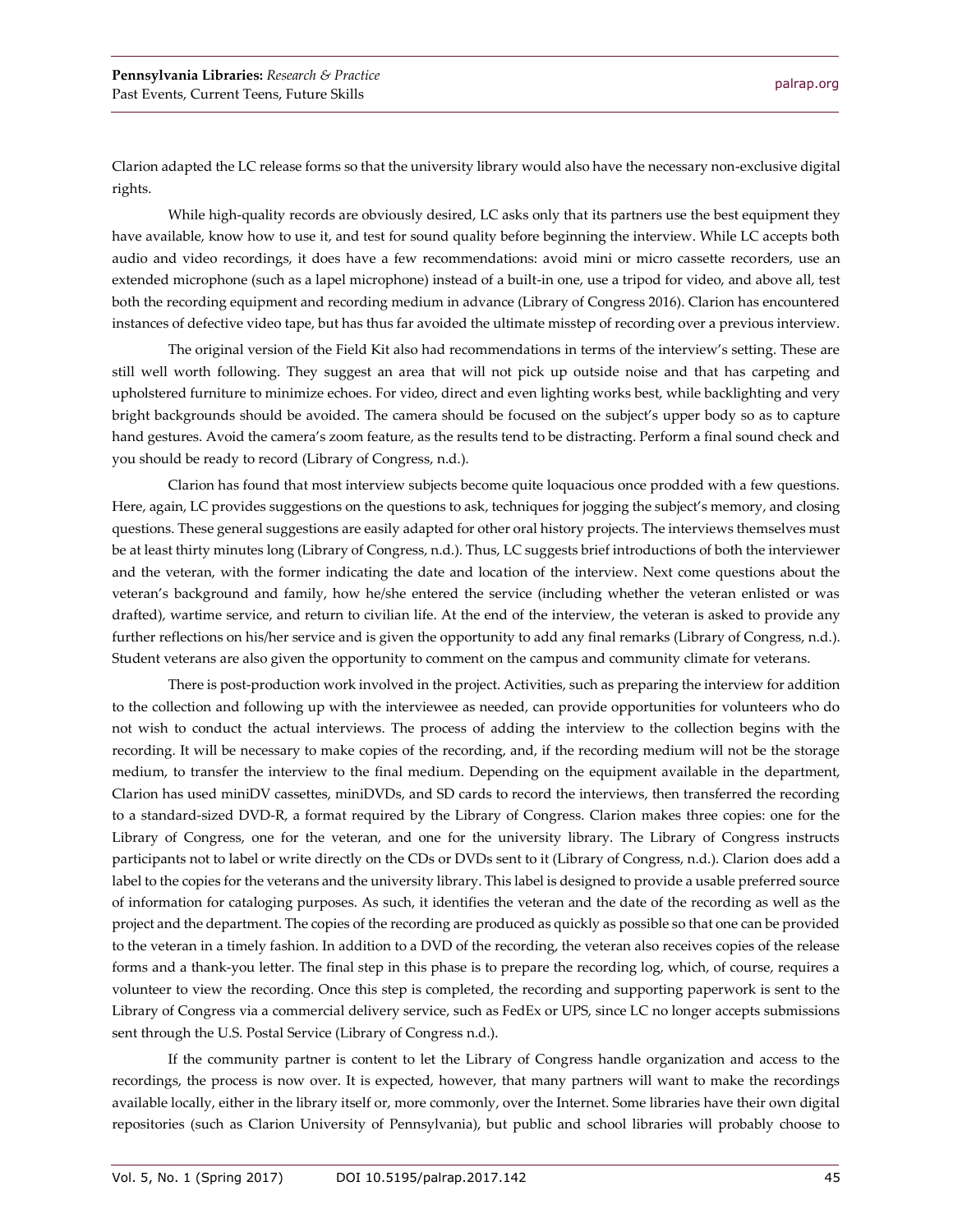Clarion adapted the LC release forms so that the university library would also have the necessary non-exclusive digital rights.

While high-quality records are obviously desired, LC asks only that its partners use the best equipment they have available, know how to use it, and test for sound quality before beginning the interview. While LC accepts both audio and video recordings, it does have a few recommendations: avoid mini or micro cassette recorders, use an extended microphone (such as a lapel microphone) instead of a built-in one, use a tripod for video, and above all, test both the recording equipment and recording medium in advance (Library of Congress 2016). Clarion has encountered instances of defective video tape, but has thus far avoided the ultimate misstep of recording over a previous interview.

The original version of the Field Kit also had recommendations in terms of the interview's setting. These are still well worth following. They suggest an area that will not pick up outside noise and that has carpeting and upholstered furniture to minimize echoes. For video, direct and even lighting works best, while backlighting and very bright backgrounds should be avoided. The camera should be focused on the subject's upper body so as to capture hand gestures. Avoid the camera's zoom feature, as the results tend to be distracting. Perform a final sound check and you should be ready to record (Library of Congress, n.d.).

Clarion has found that most interview subjects become quite loquacious once prodded with a few questions. Here, again, LC provides suggestions on the questions to ask, techniques for jogging the subject's memory, and closing questions. These general suggestions are easily adapted for other oral history projects. The interviews themselves must be at least thirty minutes long (Library of Congress, n.d.). Thus, LC suggests brief introductions of both the interviewer and the veteran, with the former indicating the date and location of the interview. Next come questions about the veteran's background and family, how he/she entered the service (including whether the veteran enlisted or was drafted), wartime service, and return to civilian life. At the end of the interview, the veteran is asked to provide any further reflections on his/her service and is given the opportunity to add any final remarks (Library of Congress, n.d.). Student veterans are also given the opportunity to comment on the campus and community climate for veterans.

There is post-production work involved in the project. Activities, such as preparing the interview for addition to the collection and following up with the interviewee as needed, can provide opportunities for volunteers who do not wish to conduct the actual interviews. The process of adding the interview to the collection begins with the recording. It will be necessary to make copies of the recording, and, if the recording medium will not be the storage medium, to transfer the interview to the final medium. Depending on the equipment available in the department, Clarion has used miniDV cassettes, miniDVDs, and SD cards to record the interviews, then transferred the recording to a standard-sized DVD-R, a format required by the Library of Congress. Clarion makes three copies: one for the Library of Congress, one for the veteran, and one for the university library. The Library of Congress instructs participants not to label or write directly on the CDs or DVDs sent to it (Library of Congress, n.d.). Clarion does add a label to the copies for the veterans and the university library. This label is designed to provide a usable preferred source of information for cataloging purposes. As such, it identifies the veteran and the date of the recording as well as the project and the department. The copies of the recording are produced as quickly as possible so that one can be provided to the veteran in a timely fashion. In addition to a DVD of the recording, the veteran also receives copies of the release forms and a thank-you letter. The final step in this phase is to prepare the recording log, which, of course, requires a volunteer to view the recording. Once this step is completed, the recording and supporting paperwork is sent to the Library of Congress via a commercial delivery service, such as FedEx or UPS, since LC no longer accepts submissions sent through the U.S. Postal Service (Library of Congress n.d.).

If the community partner is content to let the Library of Congress handle organization and access to the recordings, the process is now over. It is expected, however, that many partners will want to make the recordings available locally, either in the library itself or, more commonly, over the Internet. Some libraries have their own digital repositories (such as Clarion University of Pennsylvania), but public and school libraries will probably choose to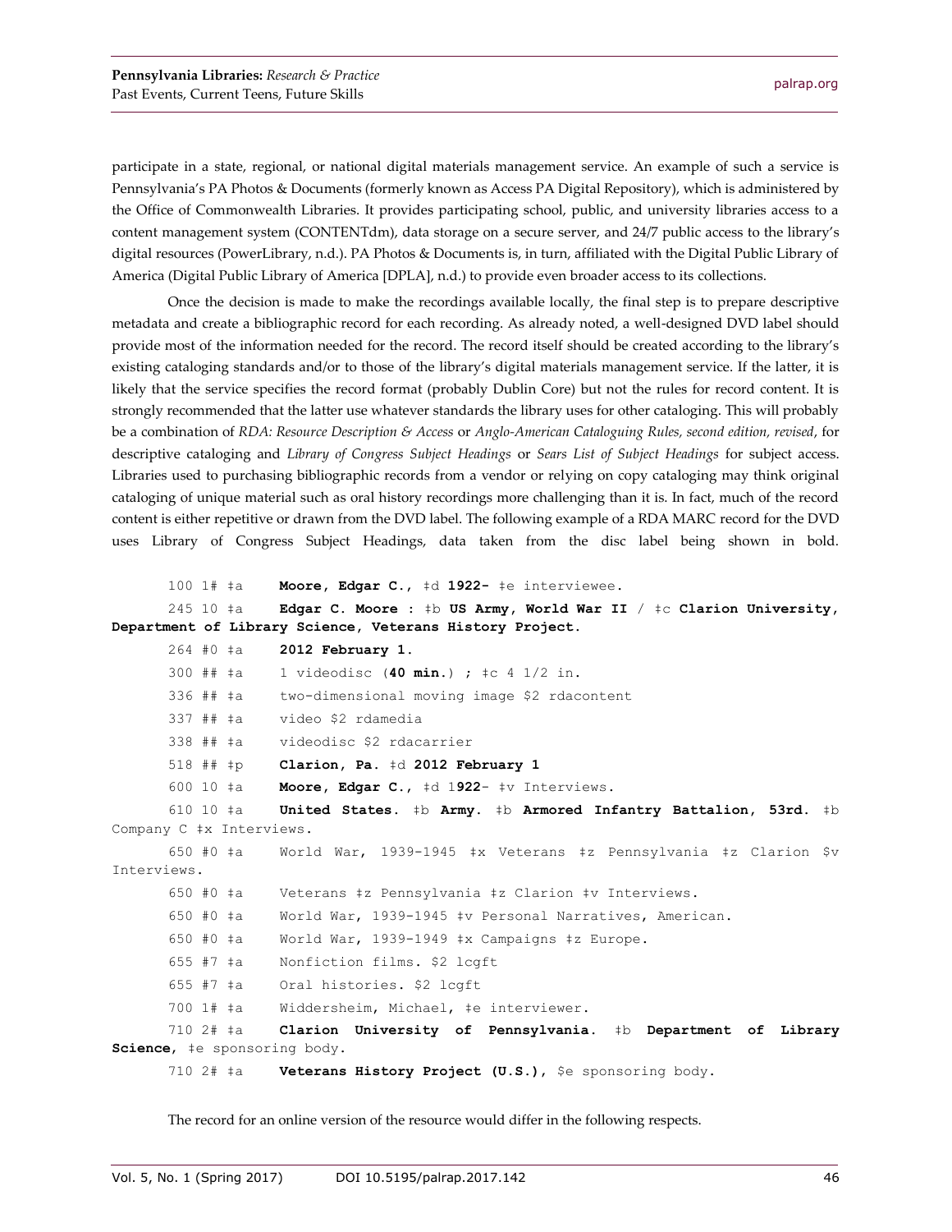participate in a state, regional, or national digital materials management service. An example of such a service is Pennsylvania's PA Photos & Documents (formerly known as Access PA Digital Repository), which is administered by the Office of Commonwealth Libraries. It provides participating school, public, and university libraries access to a content management system (CONTENTdm), data storage on a secure server, and 24/7 public access to the library's digital resources (PowerLibrary, n.d.). PA Photos & Documents is, in turn, affiliated with the Digital Public Library of America (Digital Public Library of America [DPLA], n.d.) to provide even broader access to its collections.

Once the decision is made to make the recordings available locally, the final step is to prepare descriptive metadata and create a bibliographic record for each recording. As already noted, a well-designed DVD label should provide most of the information needed for the record. The record itself should be created according to the library's existing cataloging standards and/or to those of the library's digital materials management service. If the latter, it is likely that the service specifies the record format (probably Dublin Core) but not the rules for record content. It is strongly recommended that the latter use whatever standards the library uses for other cataloging. This will probably be a combination of *RDA: Resource Description & Access* or *Anglo-American Cataloguing Rules, second edition, revised*, for descriptive cataloging and *Library of Congress Subject Headings* or *Sears List of Subject Headings* for subject access. Libraries used to purchasing bibliographic records from a vendor or relying on copy cataloging may think original cataloging of unique material such as oral history recordings more challenging than it is. In fact, much of the record content is either repetitive or drawn from the DVD label. The following example of a RDA MARC record for the DVD uses Library of Congress Subject Headings, data taken from the disc label being shown in bold.

100 1# ‡a **Moore, Edgar C.**, ‡d **1922-** ‡e interviewee.

245 10 ‡a **Edgar C. Moore** : ‡b **US Army, World War II** / ‡c **Clarion University, Department of Library Science, Veterans History Project.**

264 #0 ‡a **2012 February 1.**

300 ## ‡a 1 videodisc (**40 min.**) ; ‡c 4 1/2 in.

336 ## ‡a two-dimensional moving image $2 rdacontent

337 ## ‡a video $2 rdamedia

338 ## ‡a videodisc $2 rdacarrier

518 ## ‡p **Clarion, Pa.** ‡d **2012 February 1**

600 10 ‡a **Moore, Edgar C.**, ‡d 1**922**- ‡v Interviews.

610 10 ‡a **United States.** ‡b **Army.** ‡b **Armored Infantry Battalion, 53rd.** ‡b Company C ‡x Interviews.

650 #0 ‡a World War, 1939-1945 ‡x Veterans ‡z Pennsylvania ‡z Clarion $v Interviews.

650 #0 ‡a Veterans ‡z Pennsylvania ‡z Clarion ‡v Interviews.

650 #0 ‡a World War, 1939-1945 ‡v Personal Narratives, American.

650 #0 ‡a World War, 1939-1949 ‡x Campaigns ‡z Europe.

655 #7 ‡a Nonfiction films. $2 lcgft

655 #7 ‡a Oral histories. $2 lcgft

700 1# ‡a Widdersheim, Michael, ‡e interviewer.

710 2# ‡a **Clarion University of Pennsylvania.** ‡b **Department of Library Science**, ‡e sponsoring body.

710 2# ‡a **Veterans History Project (U.S.)**, $e sponsoring body.

The record for an online version of the resource would differ in the following respects.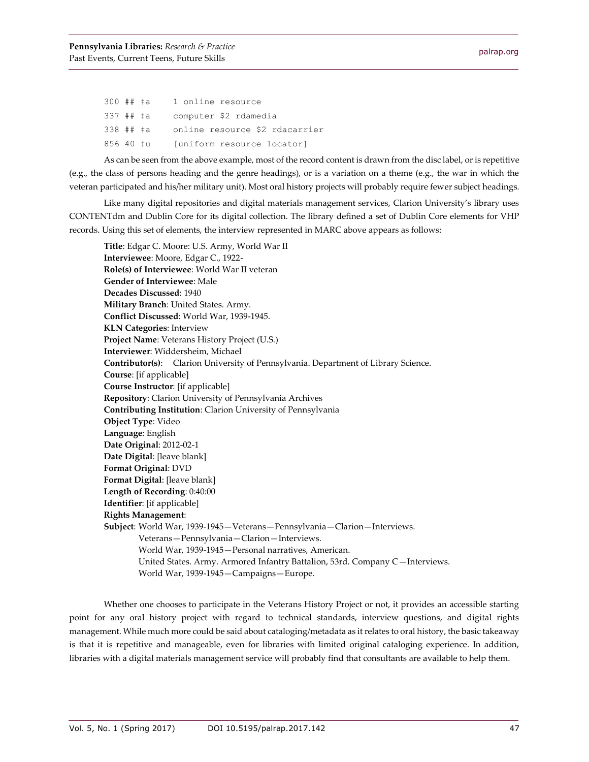```
300 ## ‡a     1 online resource
337 ## ‡a     computer $2 rdamedia
338 ## ‡a     online resource $2 rdacarrier
856 40 ‡u     [uniform resource locator]
```

As can be seen from the above example, most of the record content is drawn from the disc label, or is repetitive (e.g., the class of persons heading and the genre headings), or is a variation on a theme (e.g., the war in which the veteran participated and his/her military unit). Most oral history projects will probably require fewer subject headings.

Like many digital repositories and digital materials management services, Clarion University's library uses CONTENTdm and Dublin Core for its digital collection. The library defined a set of Dublin Core elements for VHP records. Using this set of elements, the interview represented in MARC above appears as follows:

**Title**: Edgar C. Moore: U.S. Army, World War II
**Interviewee**: Moore, Edgar C., 1922-
**Role(s) of Interviewee**: World War II veteran
**Gender of Interviewee**: Male
**Decades Discussed**: 1940
**Military Branch**: United States. Army.
**Conflict Discussed**: World War, 1939-1945.
**KLN Categories**: Interview
**Project Name**: Veterans History Project (U.S.)
**Interviewer**: Widdersheim, Michael
**Contributor(s)**: Clarion University of Pennsylvania. Department of Library Science.
**Course**: [if applicable]
**Course Instructor**: [if applicable]
**Repository**: Clarion University of Pennsylvania Archives
**Contributing Institution**: Clarion University of Pennsylvania
**Object Type**: Video
**Language**: English
**Date Original**: 2012-02-1
**Date Digital**: [leave blank]
**Format Original**: DVD
**Format Digital**: [leave blank]
**Length of Recording**: 0:40:00
**Identifier**: [if applicable]
**Rights Management**:
**Subject**: World War, 1939-1945—Veterans—Pennsylvania—Clarion—Interviews.
Veterans—Pennsylvania—Clarion—Interviews.
World War, 1939-1945—Personal narratives, American.
United States. Army. Armored Infantry Battalion, 53rd. Company C—Interviews.
World War, 1939-1945—Campaigns—Europe.

Whether one chooses to participate in the Veterans History Project or not, it provides an accessible starting point for any oral history project with regard to technical standards, interview questions, and digital rights management. While much more could be said about cataloging/metadata as it relates to oral history, the basic takeaway is that it is repetitive and manageable, even for libraries with limited original cataloging experience. In addition, libraries with a digital materials management service will probably find that consultants are available to help them.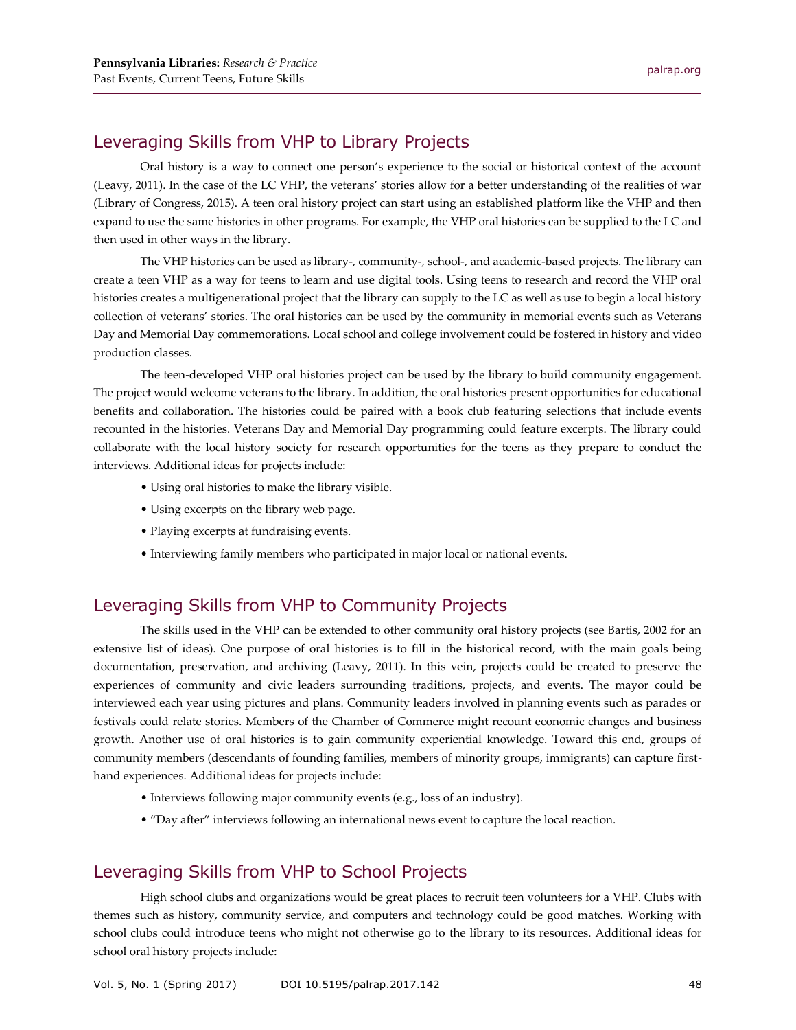## Leveraging Skills from VHP to Library Projects

Oral history is a way to connect one person's experience to the social or historical context of the account (Leavy, 2011). In the case of the LC VHP, the veterans' stories allow for a better understanding of the realities of war (Library of Congress, 2015). A teen oral history project can start using an established platform like the VHP and then expand to use the same histories in other programs. For example, the VHP oral histories can be supplied to the LC and then used in other ways in the library.

The VHP histories can be used as library-, community-, school-, and academic-based projects. The library can create a teen VHP as a way for teens to learn and use digital tools. Using teens to research and record the VHP oral histories creates a multigenerational project that the library can supply to the LC as well as use to begin a local history collection of veterans' stories. The oral histories can be used by the community in memorial events such as Veterans Day and Memorial Day commemorations. Local school and college involvement could be fostered in history and video production classes.

The teen-developed VHP oral histories project can be used by the library to build community engagement. The project would welcome veterans to the library. In addition, the oral histories present opportunities for educational benefits and collaboration. The histories could be paired with a book club featuring selections that include events recounted in the histories. Veterans Day and Memorial Day programming could feature excerpts. The library could collaborate with the local history society for research opportunities for the teens as they prepare to conduct the interviews. Additional ideas for projects include:

- Using oral histories to make the library visible.
- Using excerpts on the library web page.
- Playing excerpts at fundraising events.
- Interviewing family members who participated in major local or national events.

## Leveraging Skills from VHP to Community Projects

The skills used in the VHP can be extended to other community oral history projects (see Bartis, 2002 for an extensive list of ideas). One purpose of oral histories is to fill in the historical record, with the main goals being documentation, preservation, and archiving (Leavy, 2011). In this vein, projects could be created to preserve the experiences of community and civic leaders surrounding traditions, projects, and events. The mayor could be interviewed each year using pictures and plans. Community leaders involved in planning events such as parades or festivals could relate stories. Members of the Chamber of Commerce might recount economic changes and business growth. Another use of oral histories is to gain community experiential knowledge. Toward this end, groups of community members (descendants of founding families, members of minority groups, immigrants) can capture first-hand experiences. Additional ideas for projects include:

- Interviews following major community events (e.g., loss of an industry).
- "Day after" interviews following an international news event to capture the local reaction.

## Leveraging Skills from VHP to School Projects

High school clubs and organizations would be great places to recruit teen volunteers for a VHP. Clubs with themes such as history, community service, and computers and technology could be good matches. Working with school clubs could introduce teens who might not otherwise go to the library to its resources. Additional ideas for school oral history projects include: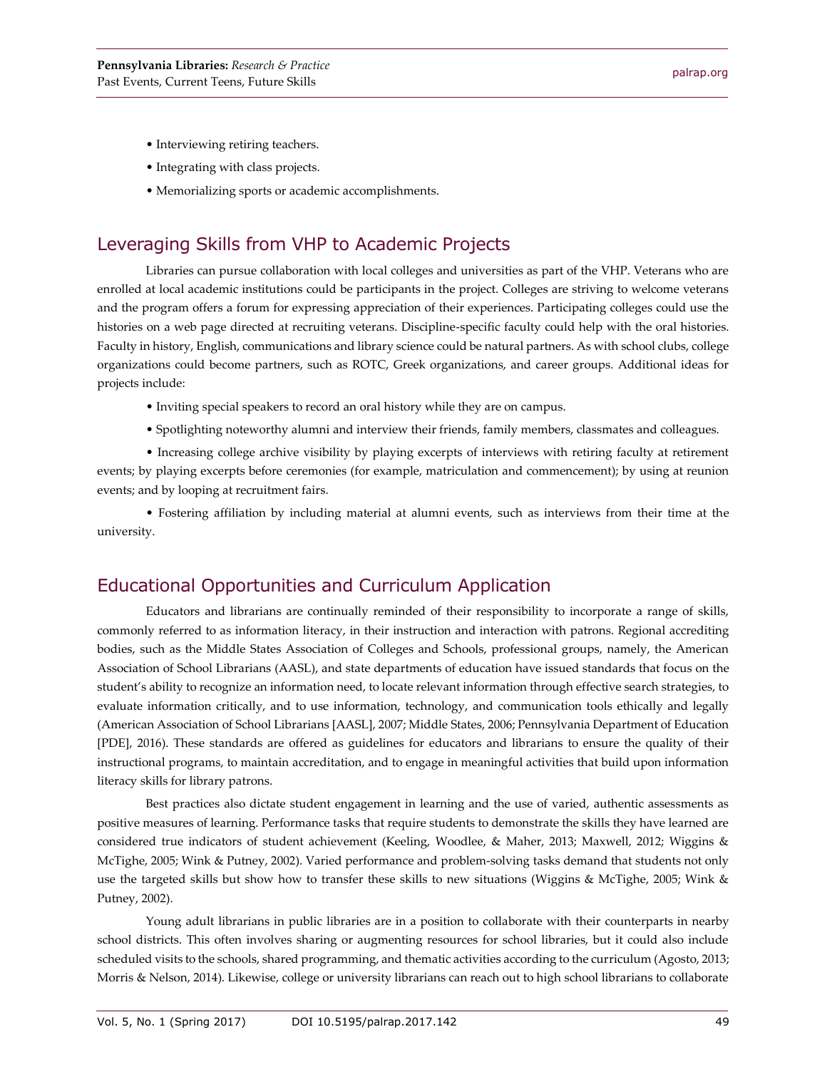- Interviewing retiring teachers.
- Integrating with class projects.
- Memorializing sports or academic accomplishments.

## Leveraging Skills from VHP to Academic Projects

Libraries can pursue collaboration with local colleges and universities as part of the VHP. Veterans who are enrolled at local academic institutions could be participants in the project. Colleges are striving to welcome veterans and the program offers a forum for expressing appreciation of their experiences. Participating colleges could use the histories on a web page directed at recruiting veterans. Discipline-specific faculty could help with the oral histories. Faculty in history, English, communications and library science could be natural partners. As with school clubs, college organizations could become partners, such as ROTC, Greek organizations, and career groups. Additional ideas for projects include:

- Inviting special speakers to record an oral history while they are on campus.
- Spotlighting noteworthy alumni and interview their friends, family members, classmates and colleagues.
- Increasing college archive visibility by playing excerpts of interviews with retiring faculty at retirement events; by playing excerpts before ceremonies (for example, matriculation and commencement); by using at reunion events; and by looping at recruitment fairs.
- Fostering affiliation by including material at alumni events, such as interviews from their time at the university.

## Educational Opportunities and Curriculum Application

Educators and librarians are continually reminded of their responsibility to incorporate a range of skills, commonly referred to as information literacy, in their instruction and interaction with patrons. Regional accrediting bodies, such as the Middle States Association of Colleges and Schools, professional groups, namely, the American Association of School Librarians (AASL), and state departments of education have issued standards that focus on the student's ability to recognize an information need, to locate relevant information through effective search strategies, to evaluate information critically, and to use information, technology, and communication tools ethically and legally (American Association of School Librarians [AASL], 2007; Middle States, 2006; Pennsylvania Department of Education [PDE], 2016). These standards are offered as guidelines for educators and librarians to ensure the quality of their instructional programs, to maintain accreditation, and to engage in meaningful activities that build upon information literacy skills for library patrons.

Best practices also dictate student engagement in learning and the use of varied, authentic assessments as positive measures of learning. Performance tasks that require students to demonstrate the skills they have learned are considered true indicators of student achievement (Keeling, Woodlee, & Maher, 2013; Maxwell, 2012; Wiggins & McTighe, 2005; Wink & Putney, 2002). Varied performance and problem-solving tasks demand that students not only use the targeted skills but show how to transfer these skills to new situations (Wiggins & McTighe, 2005; Wink & Putney, 2002).

Young adult librarians in public libraries are in a position to collaborate with their counterparts in nearby school districts. This often involves sharing or augmenting resources for school libraries, but it could also include scheduled visits to the schools, shared programming, and thematic activities according to the curriculum (Agosto, 2013; Morris & Nelson, 2014). Likewise, college or university librarians can reach out to high school librarians to collaborate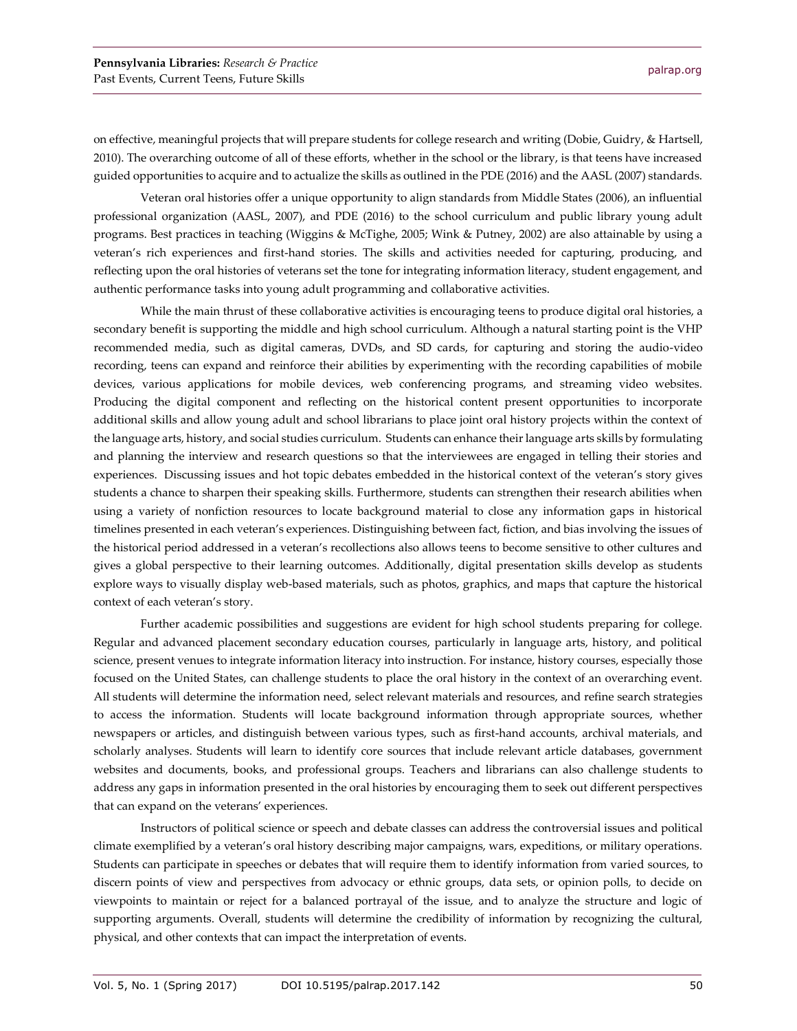on effective, meaningful projects that will prepare students for college research and writing (Dobie, Guidry, & Hartsell, 2010). The overarching outcome of all of these efforts, whether in the school or the library, is that teens have increased guided opportunities to acquire and to actualize the skills as outlined in the PDE (2016) and the AASL (2007) standards.

Veteran oral histories offer a unique opportunity to align standards from Middle States (2006), an influential professional organization (AASL, 2007), and PDE (2016) to the school curriculum and public library young adult programs. Best practices in teaching (Wiggins & McTighe, 2005; Wink & Putney, 2002) are also attainable by using a veteran's rich experiences and first-hand stories. The skills and activities needed for capturing, producing, and reflecting upon the oral histories of veterans set the tone for integrating information literacy, student engagement, and authentic performance tasks into young adult programming and collaborative activities.

While the main thrust of these collaborative activities is encouraging teens to produce digital oral histories, a secondary benefit is supporting the middle and high school curriculum. Although a natural starting point is the VHP recommended media, such as digital cameras, DVDs, and SD cards, for capturing and storing the audio-video recording, teens can expand and reinforce their abilities by experimenting with the recording capabilities of mobile devices, various applications for mobile devices, web conferencing programs, and streaming video websites. Producing the digital component and reflecting on the historical content present opportunities to incorporate additional skills and allow young adult and school librarians to place joint oral history projects within the context of the language arts, history, and social studies curriculum. Students can enhance their language arts skills by formulating and planning the interview and research questions so that the interviewees are engaged in telling their stories and experiences. Discussing issues and hot topic debates embedded in the historical context of the veteran's story gives students a chance to sharpen their speaking skills. Furthermore, students can strengthen their research abilities when using a variety of nonfiction resources to locate background material to close any information gaps in historical timelines presented in each veteran's experiences. Distinguishing between fact, fiction, and bias involving the issues of the historical period addressed in a veteran's recollections also allows teens to become sensitive to other cultures and gives a global perspective to their learning outcomes. Additionally, digital presentation skills develop as students explore ways to visually display web-based materials, such as photos, graphics, and maps that capture the historical context of each veteran's story.

Further academic possibilities and suggestions are evident for high school students preparing for college. Regular and advanced placement secondary education courses, particularly in language arts, history, and political science, present venues to integrate information literacy into instruction. For instance, history courses, especially those focused on the United States, can challenge students to place the oral history in the context of an overarching event. All students will determine the information need, select relevant materials and resources, and refine search strategies to access the information. Students will locate background information through appropriate sources, whether newspapers or articles, and distinguish between various types, such as first-hand accounts, archival materials, and scholarly analyses. Students will learn to identify core sources that include relevant article databases, government websites and documents, books, and professional groups. Teachers and librarians can also challenge students to address any gaps in information presented in the oral histories by encouraging them to seek out different perspectives that can expand on the veterans' experiences.

Instructors of political science or speech and debate classes can address the controversial issues and political climate exemplified by a veteran's oral history describing major campaigns, wars, expeditions, or military operations. Students can participate in speeches or debates that will require them to identify information from varied sources, to discern points of view and perspectives from advocacy or ethnic groups, data sets, or opinion polls, to decide on viewpoints to maintain or reject for a balanced portrayal of the issue, and to analyze the structure and logic of supporting arguments. Overall, students will determine the credibility of information by recognizing the cultural, physical, and other contexts that can impact the interpretation of events.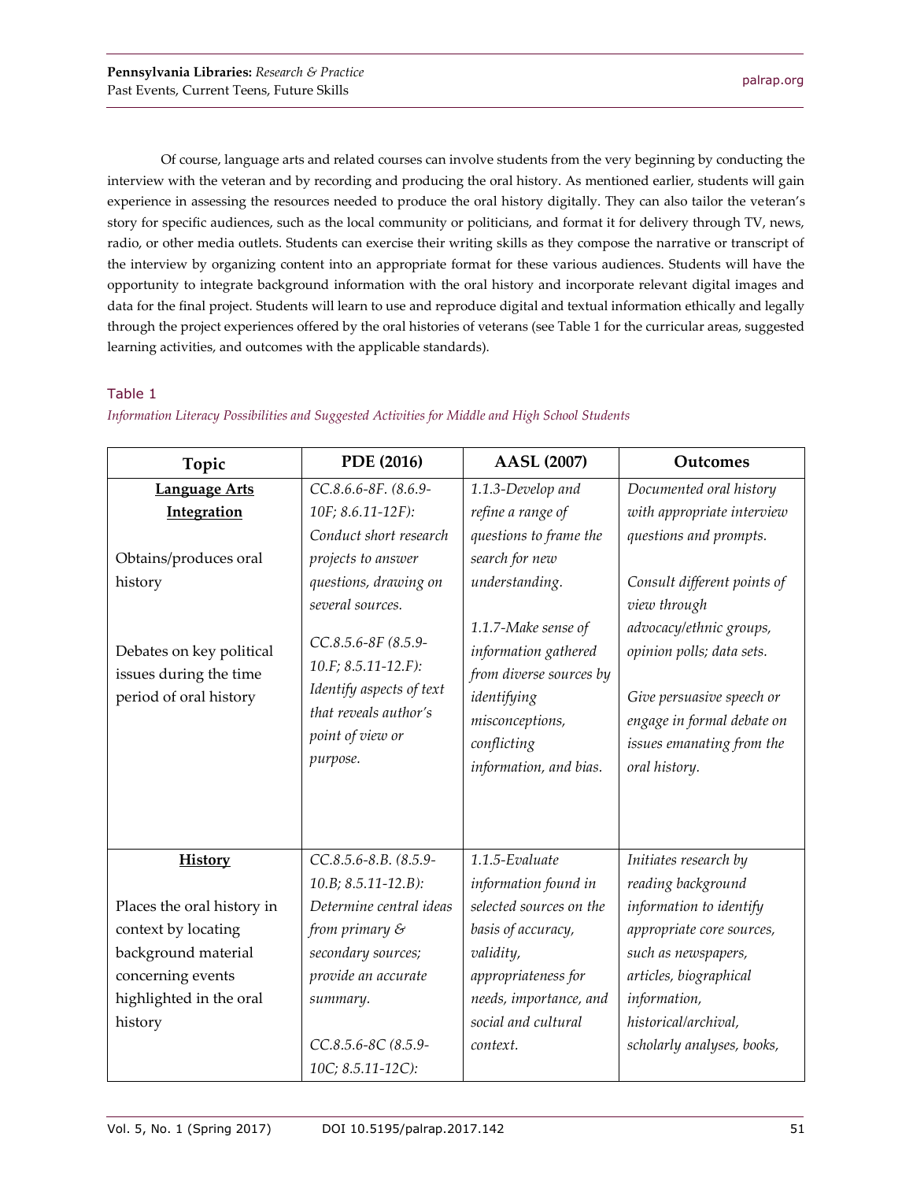Of course, language arts and related courses can involve students from the very beginning by conducting the interview with the veteran and by recording and producing the oral history. As mentioned earlier, students will gain experience in assessing the resources needed to produce the oral history digitally. They can also tailor the veteran's story for specific audiences, such as the local community or politicians, and format it for delivery through TV, news, radio, or other media outlets. Students can exercise their writing skills as they compose the narrative or transcript of the interview by organizing content into an appropriate format for these various audiences. Students will have the opportunity to integrate background information with the oral history and incorporate relevant digital images and data for the final project. Students will learn to use and reproduce digital and textual information ethically and legally through the project experiences offered by the oral histories of veterans (see Table 1 for the curricular areas, suggested learning activities, and outcomes with the applicable standards).

Table 1

*Information Literacy Possibilities and Suggested Activities for Middle and High School Students*

| Topic | PDE (2016) | AASL (2007) | Outcomes |
|---|---|---|---|
| **Language Arts Integration**<br><br>Obtains/produces oral history<br><br>Debates on key political issues during the time period of oral history | *CC.8.6.6-8F. (8.6.9-10F; 8.6.11-12F): Conduct short research projects to answer questions, drawing on several sources.*<br><br>*CC.8.5.6-8F (8.5.9-10.F; 8.5.11-12.F): Identify aspects of text that reveals author's point of view or purpose.* | *1.1.3-Develop and refine a range of questions to frame the search for new understanding.*<br><br>*1.1.7-Make sense of information gathered from diverse sources by identifying misconceptions, conflicting information, and bias.* | *Documented oral history with appropriate interview questions and prompts.*<br><br>*Consult different points of view through advocacy/ethnic groups, opinion polls; data sets.*<br><br>*Give persuasive speech or engage in formal debate on issues emanating from the oral history.* |
| **History**<br><br>Places the oral history in context by locating background material concerning events highlighted in the oral history | *CC.8.5.6-8.B. (8.5.9-10.B; 8.5.11-12.B): Determine central ideas from primary & secondary sources; provide an accurate summary.*<br><br>*CC.8.5.6-8C (8.5.9-10C; 8.5.11-12C):* | *1.1.5-Evaluate information found in selected sources on the basis of accuracy, validity, appropriateness for needs, importance, and social and cultural context.* | *Initiates research by reading background information to identify appropriate core sources, such as newspapers, articles, biographical information, historical/archival, scholarly analyses, books,* |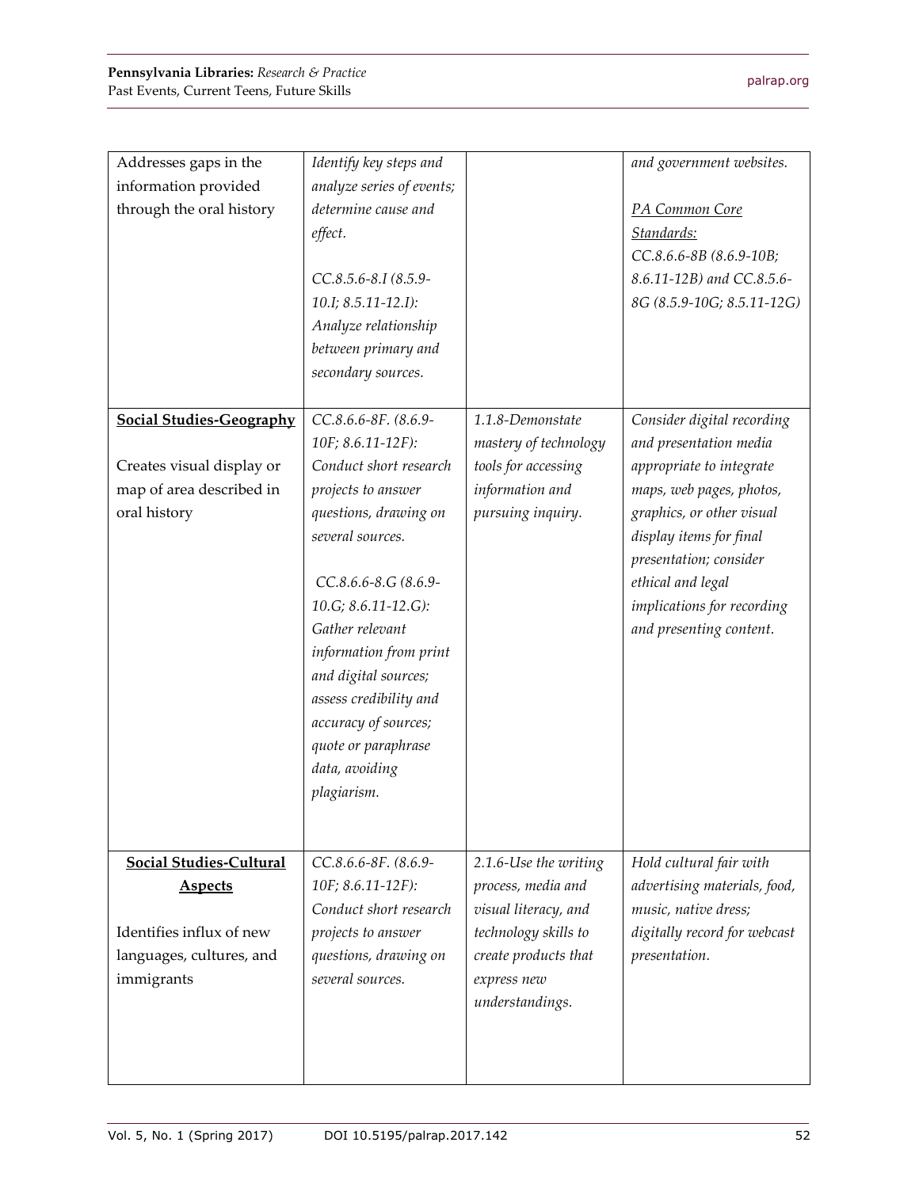| | | | |
|---|---|---|---|
| Addresses gaps in the information provided through the oral history | *Identify key steps and analyze series of events; determine cause and effect.*<br><br>*CC.8.5.6-8.I (8.5.9-10.I; 8.5.11-12.I): Analyze relationship between primary and secondary sources.* | | *and government websites.*<br><br>*PA Common Core Standards:*<br>*CC.8.6.6-8B (8.6.9-10B; 8.6.11-12B) and CC.8.5.6-8G (8.5.9-10G; 8.5.11-12G)* |
| **Social Studies-Geography**<br><br>Creates visual display or map of area described in oral history | *CC.8.6.6-8F. (8.6.9-10F; 8.6.11-12F): Conduct short research projects to answer questions, drawing on several sources.*<br><br>*CC.8.6.6-8.G (8.6.9-10.G; 8.6.11-12.G): Gather relevant information from print and digital sources; assess credibility and accuracy of sources; quote or paraphrase data, avoiding plagiarism.* | *1.1.8-Demonstate mastery of technology tools for accessing information and pursuing inquiry.* | *Consider digital recording and presentation media appropriate to integrate maps, web pages, photos, graphics, or other visual display items for final presentation; consider ethical and legal implications for recording and presenting content.* |
| **Social Studies-Cultural Aspects**<br><br>Identifies influx of new languages, cultures, and immigrants | *CC.8.6.6-8F. (8.6.9-10F; 8.6.11-12F): Conduct short research projects to answer questions, drawing on several sources.* | *2.1.6-Use the writing process, media and visual literacy, and technology skills to create products that express new understandings.* | *Hold cultural fair with advertising materials, food, music, native dress; digitally record for webcast presentation.* |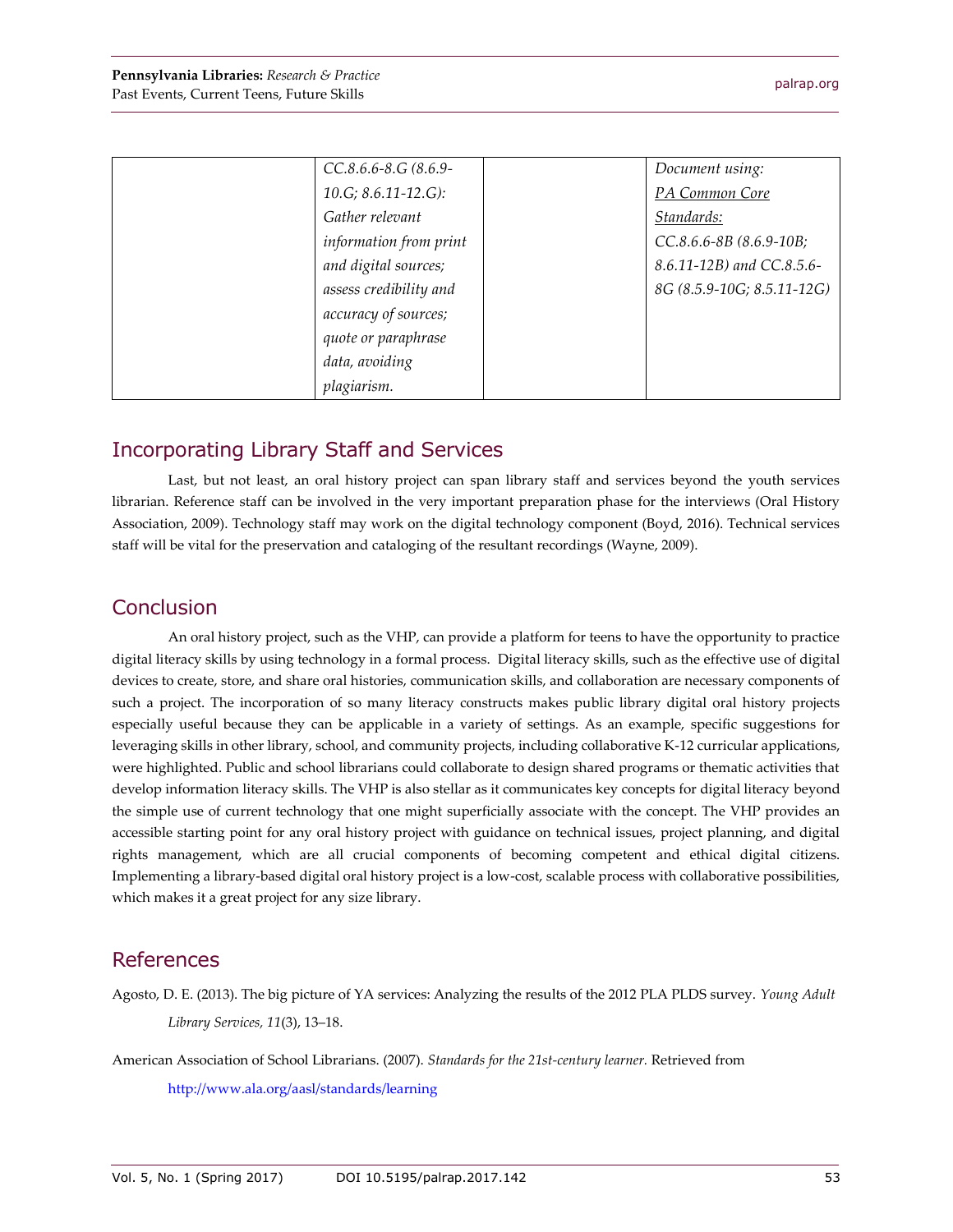| | *CC.8.6.6-8.G (8.6.9-10.G; 8.6.11-12.G): Gather relevant information from print and digital sources; assess credibility and accuracy of sources; quote or paraphrase data, avoiding plagiarism.* | | *Document using: PA Common Core Standards: CC.8.6.6-8B (8.6.9-10B; 8.6.11-12B) and CC.8.5.6-8G (8.5.9-10G; 8.5.11-12G)* |
|---|---|---|---|

## Incorporating Library Staff and Services

Last, but not least, an oral history project can span library staff and services beyond the youth services librarian. Reference staff can be involved in the very important preparation phase for the interviews (Oral History Association, 2009). Technology staff may work on the digital technology component (Boyd, 2016). Technical services staff will be vital for the preservation and cataloging of the resultant recordings (Wayne, 2009).

## Conclusion

An oral history project, such as the VHP, can provide a platform for teens to have the opportunity to practice digital literacy skills by using technology in a formal process. Digital literacy skills, such as the effective use of digital devices to create, store, and share oral histories, communication skills, and collaboration are necessary components of such a project. The incorporation of so many literacy constructs makes public library digital oral history projects especially useful because they can be applicable in a variety of settings. As an example, specific suggestions for leveraging skills in other library, school, and community projects, including collaborative K-12 curricular applications, were highlighted. Public and school librarians could collaborate to design shared programs or thematic activities that develop information literacy skills. The VHP is also stellar as it communicates key concepts for digital literacy beyond the simple use of current technology that one might superficially associate with the concept. The VHP provides an accessible starting point for any oral history project with guidance on technical issues, project planning, and digital rights management, which are all crucial components of becoming competent and ethical digital citizens. Implementing a library-based digital oral history project is a low-cost, scalable process with collaborative possibilities, which makes it a great project for any size library.

## References

Agosto, D. E. (2013). The big picture of YA services: Analyzing the results of the 2012 PLA PLDS survey. *Young Adult Library Services, 11*(3), 13–18.

American Association of School Librarians. (2007). *Standards for the 21st-century learner.* Retrieved from http://www.ala.org/aasl/standards/learning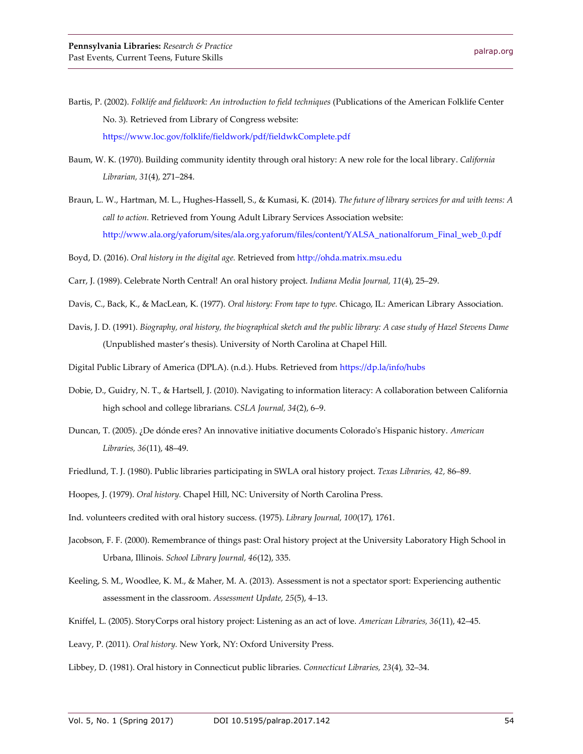Bartis, P. (2002). *Folklife and fieldwork: An introduction to field techniques* (Publications of the American Folklife Center No. 3). Retrieved from Library of Congress website: https://www.loc.gov/folklife/fieldwork/pdf/fieldwkComplete.pdf

Baum, W. K. (1970). Building community identity through oral history: A new role for the local library. *California Librarian, 31*(4), 271–284.

Braun, L. W., Hartman, M. L., Hughes-Hassell, S., & Kumasi, K. (2014). *The future of library services for and with teens: A call to action.* Retrieved from Young Adult Library Services Association website: http://www.ala.org/yaforum/sites/ala.org.yaforum/files/content/YALSA_nationalforum_Final_web_0.pdf

Boyd, D. (2016). *Oral history in the digital age.* Retrieved from http://ohda.matrix.msu.edu

Carr, J. (1989). Celebrate North Central! An oral history project. *Indiana Media Journal, 11*(4), 25–29.

Davis, C., Back, K., & MacLean, K. (1977). *Oral history: From tape to type.* Chicago, IL: American Library Association.

Davis, J. D. (1991). *Biography, oral history, the biographical sketch and the public library: A case study of Hazel Stevens Dame* (Unpublished master's thesis). University of North Carolina at Chapel Hill.

Digital Public Library of America (DPLA). (n.d.). Hubs. Retrieved from https://dp.la/info/hubs

Dobie, D., Guidry, N. T., & Hartsell, J. (2010). Navigating to information literacy: A collaboration between California high school and college librarians. *CSLA Journal, 34*(2), 6–9.

Duncan, T. (2005). ¿De dónde eres? An innovative initiative documents Colorado's Hispanic history. *American Libraries, 36*(11), 48–49.

Friedlund, T. J. (1980). Public libraries participating in SWLA oral history project. *Texas Libraries, 42,* 86–89.

Hoopes, J. (1979). *Oral history.* Chapel Hill, NC: University of North Carolina Press.

Ind. volunteers credited with oral history success. (1975). *Library Journal, 100*(17), 1761.

Jacobson, F. F. (2000). Remembrance of things past: Oral history project at the University Laboratory High School in Urbana, Illinois. *School Library Journal, 46*(12), 335.

Keeling, S. M., Woodlee, K. M., & Maher, M. A. (2013). Assessment is not a spectator sport: Experiencing authentic assessment in the classroom. *Assessment Update, 25*(5), 4–13.

Kniffel, L. (2005). StoryCorps oral history project: Listening as an act of love. *American Libraries, 36*(11), 42–45.

Leavy, P. (2011). *Oral history.* New York, NY: Oxford University Press.

Libbey, D. (1981). Oral history in Connecticut public libraries. *Connecticut Libraries, 23*(4), 32–34.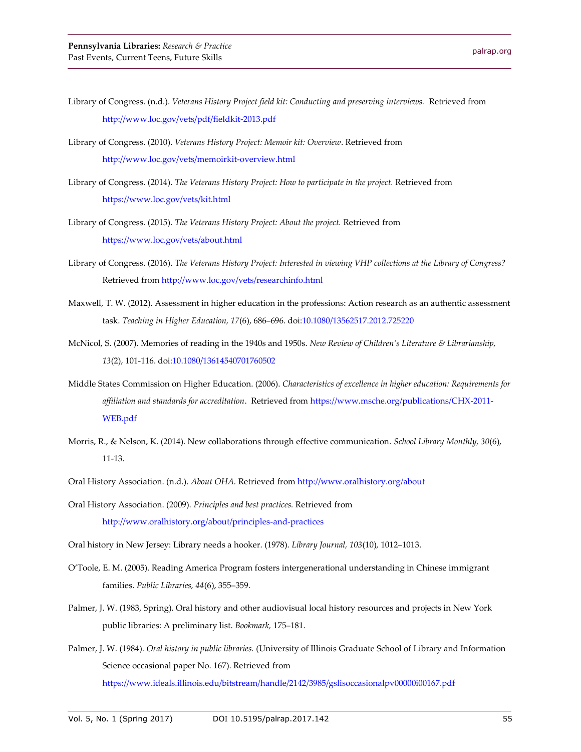Library of Congress. (n.d.). *Veterans History Project field kit: Conducting and preserving interviews.* Retrieved from http://www.loc.gov/vets/pdf/fieldkit-2013.pdf

Library of Congress. (2010). *Veterans History Project: Memoir kit: Overview*. Retrieved from http://www.loc.gov/vets/memoirkit-overview.html

Library of Congress. (2014). *The Veterans History Project: How to participate in the project.* Retrieved from https://www.loc.gov/vets/kit.html

Library of Congress. (2015). *The Veterans History Project: About the project.* Retrieved from https://www.loc.gov/vets/about.html

Library of Congress. (2016). T*he Veterans History Project: Interested in viewing VHP collections at the Library of Congress?* Retrieved from http://www.loc.gov/vets/researchinfo.html

Maxwell, T. W. (2012). Assessment in higher education in the professions: Action research as an authentic assessment task. *Teaching in Higher Education, 17*(6), 686–696. doi:10.1080/13562517.2012.725220

McNicol, S. (2007). Memories of reading in the 1940s and 1950s. *New Review of Children's Literature & Librarianship, 13*(2), 101-116. doi:10.1080/13614540701760502

Middle States Commission on Higher Education. (2006). *Characteristics of excellence in higher education: Requirements for affiliation and standards for accreditation*. Retrieved from https://www.msche.org/publications/CHX-2011-WEB.pdf

Morris, R., & Nelson, K. (2014). New collaborations through effective communication. *School Library Monthly, 30*(6), 11-13.

Oral History Association. (n.d.). *About OHA.* Retrieved from http://www.oralhistory.org/about

Oral History Association. (2009). *Principles and best practices.* Retrieved from http://www.oralhistory.org/about/principles-and-practices

Oral history in New Jersey: Library needs a hooker. (1978). *Library Journal, 103*(10), 1012–1013.

O'Toole, E. M. (2005). Reading America Program fosters intergenerational understanding in Chinese immigrant families. *Public Libraries, 44*(6), 355–359.

Palmer, J. W. (1983, Spring). Oral history and other audiovisual local history resources and projects in New York public libraries: A preliminary list. *Bookmark,* 175–181.

Palmer, J. W. (1984). *Oral history in public libraries.* (University of Illinois Graduate School of Library and Information Science occasional paper No. 167). Retrieved from https://www.ideals.illinois.edu/bitstream/handle/2142/3985/gslisoccasionalpv00000i00167.pdf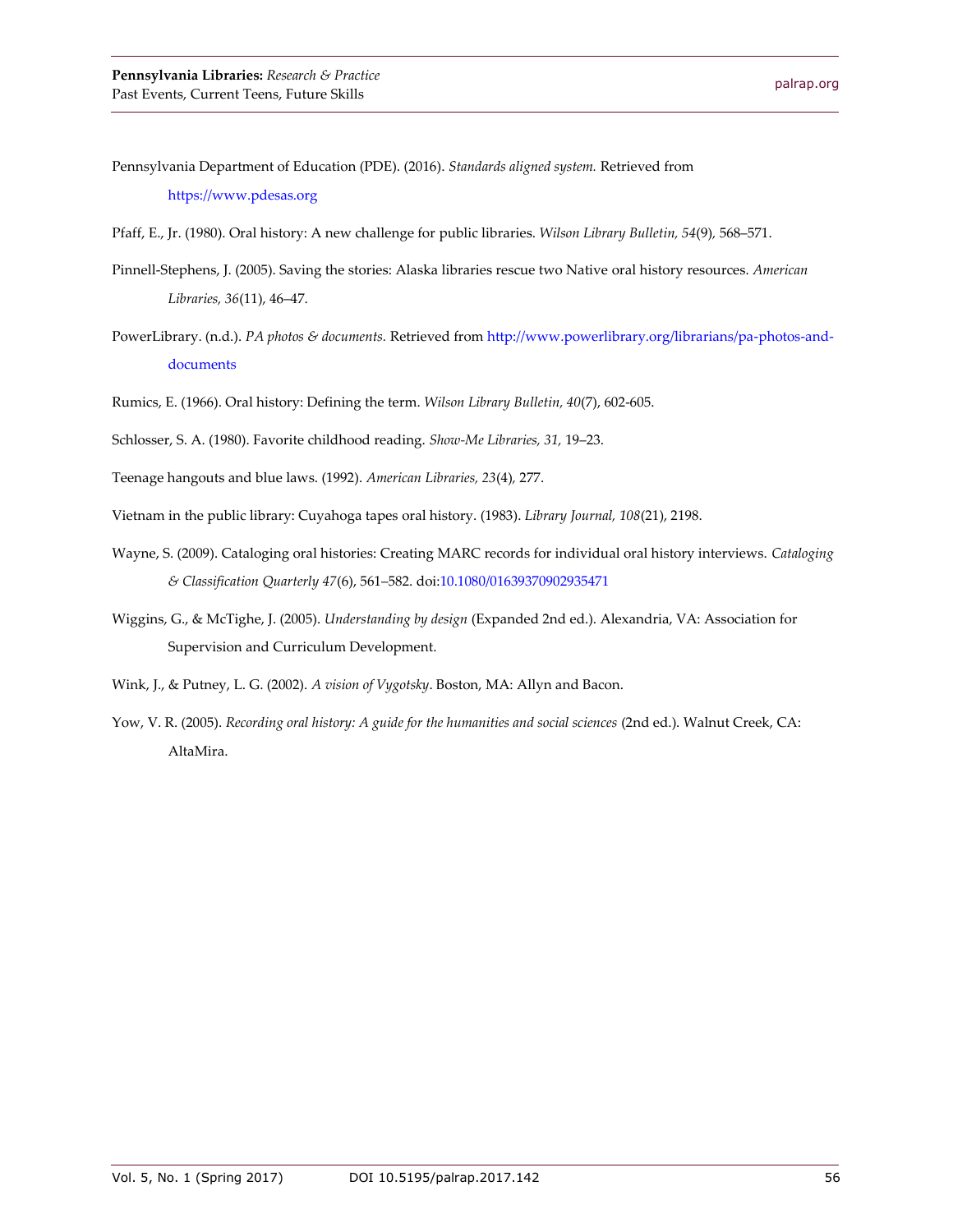Pennsylvania Department of Education (PDE). (2016). *Standards aligned system.* Retrieved from https://www.pdesas.org

Pfaff, E., Jr. (1980). Oral history: A new challenge for public libraries. *Wilson Library Bulletin, 54*(9), 568–571.

Pinnell-Stephens, J. (2005). Saving the stories: Alaska libraries rescue two Native oral history resources. *American Libraries, 36*(11), 46–47.

PowerLibrary. (n.d.). *PA photos & documents.* Retrieved from http://www.powerlibrary.org/librarians/pa-photos-and-documents

Rumics, E. (1966). Oral history: Defining the term. *Wilson Library Bulletin, 40*(7), 602-605.

Schlosser, S. A. (1980). Favorite childhood reading. *Show-Me Libraries, 31,* 19–23.

Teenage hangouts and blue laws. (1992). *American Libraries, 23*(4), 277.

Vietnam in the public library: Cuyahoga tapes oral history. (1983). *Library Journal, 108*(21), 2198.

Wayne, S. (2009). Cataloging oral histories: Creating MARC records for individual oral history interviews. *Cataloging & Classification Quarterly 47*(6), 561–582. doi:10.1080/01639370902935471

Wiggins, G., & McTighe, J. (2005). *Understanding by design* (Expanded 2nd ed.). Alexandria, VA: Association for Supervision and Curriculum Development.

Wink, J., & Putney, L. G. (2002). *A vision of Vygotsky*. Boston, MA: Allyn and Bacon.

Yow, V. R. (2005). *Recording oral history: A guide for the humanities and social sciences* (2nd ed.). Walnut Creek, CA: AltaMira.